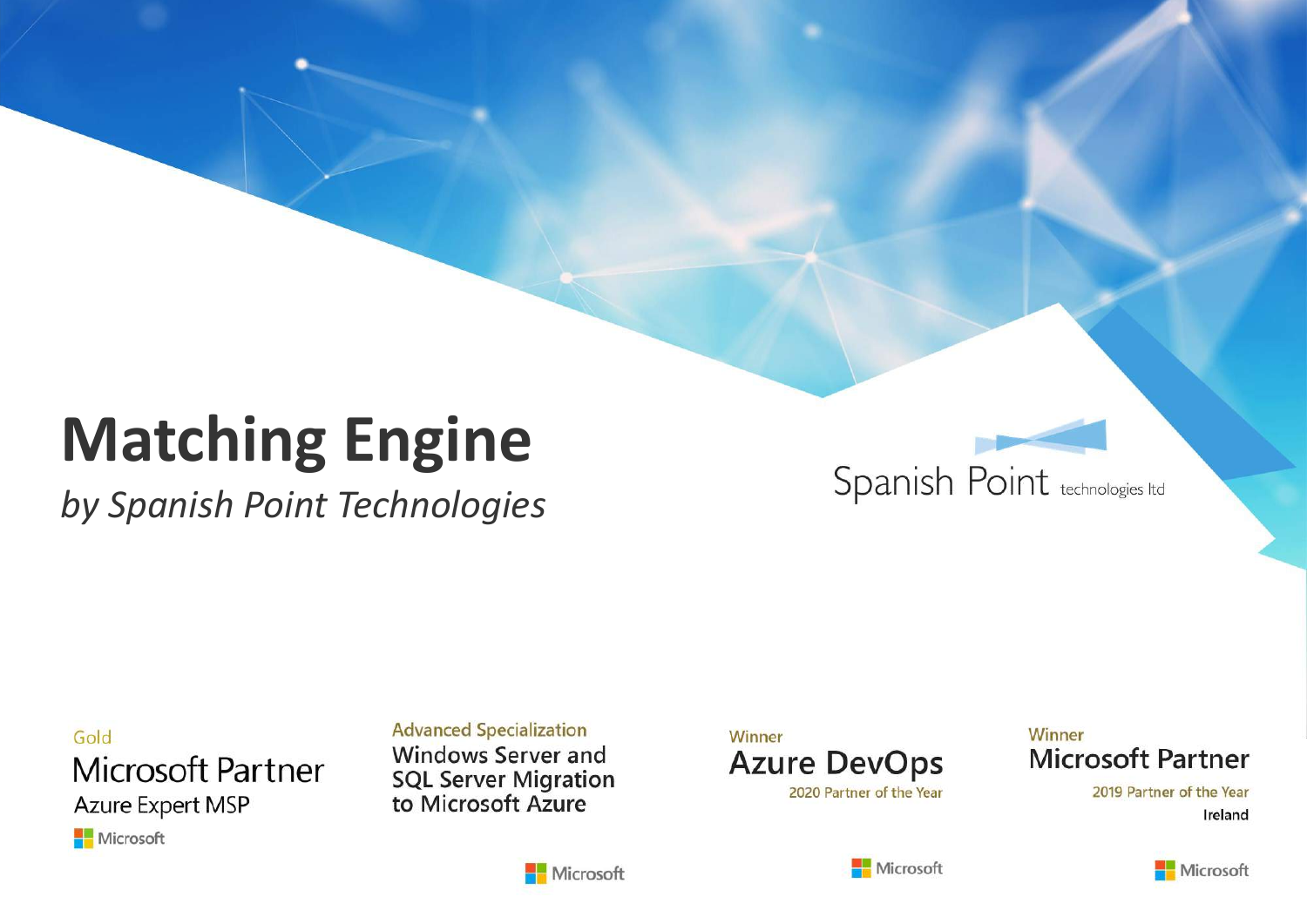# Matching Engine

*by Spanish Point Technologies*

Spanish Point technologies ltd

Gold
Microsoft Partner
Azure Expert MSP
Microsoft

Advanced Specialization
Windows Server and SQL Server Migration to Microsoft Azure
Microsoft

Winner
Azure DevOps
2020 Partner of the Year
Microsoft

Winner
Microsoft Partner
2019 Partner of the Year
Ireland
Microsoft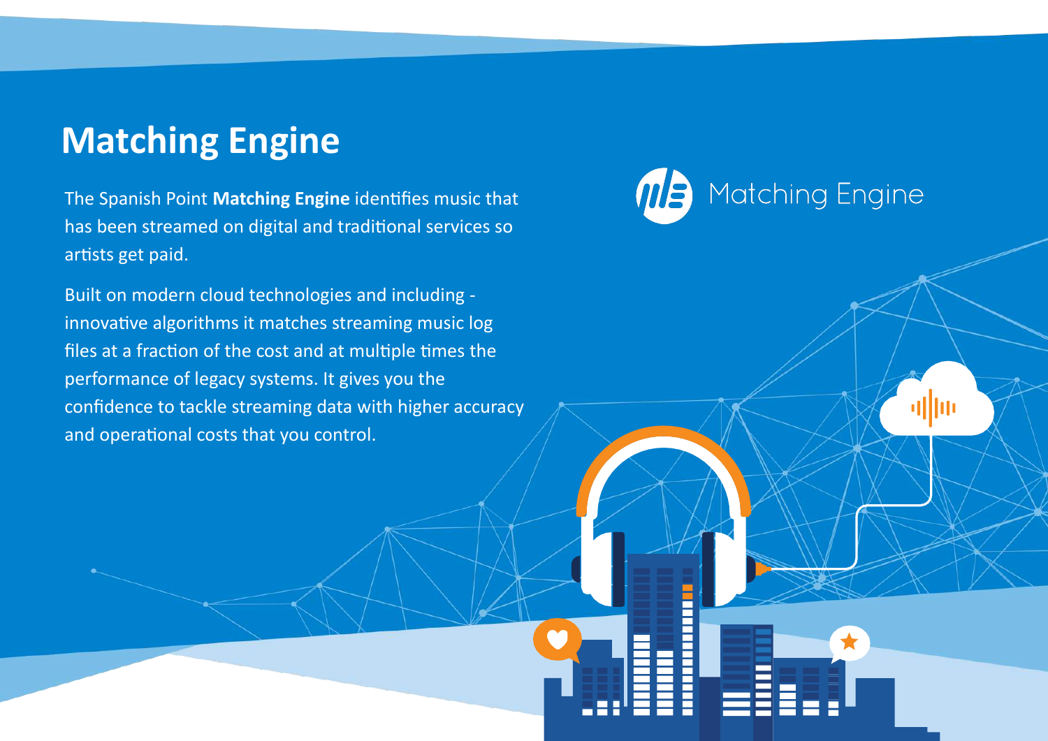# Matching Engine

The Spanish Point **Matching Engine** identifies music that has been streamed on digital and traditional services so artists get paid.

Built on modern cloud technologies and including - innovative algorithms it matches streaming music log files at a fraction of the cost and at multiple times the performance of legacy systems. It gives you the confidence to tackle streaming data with higher accuracy and operational costs that you control.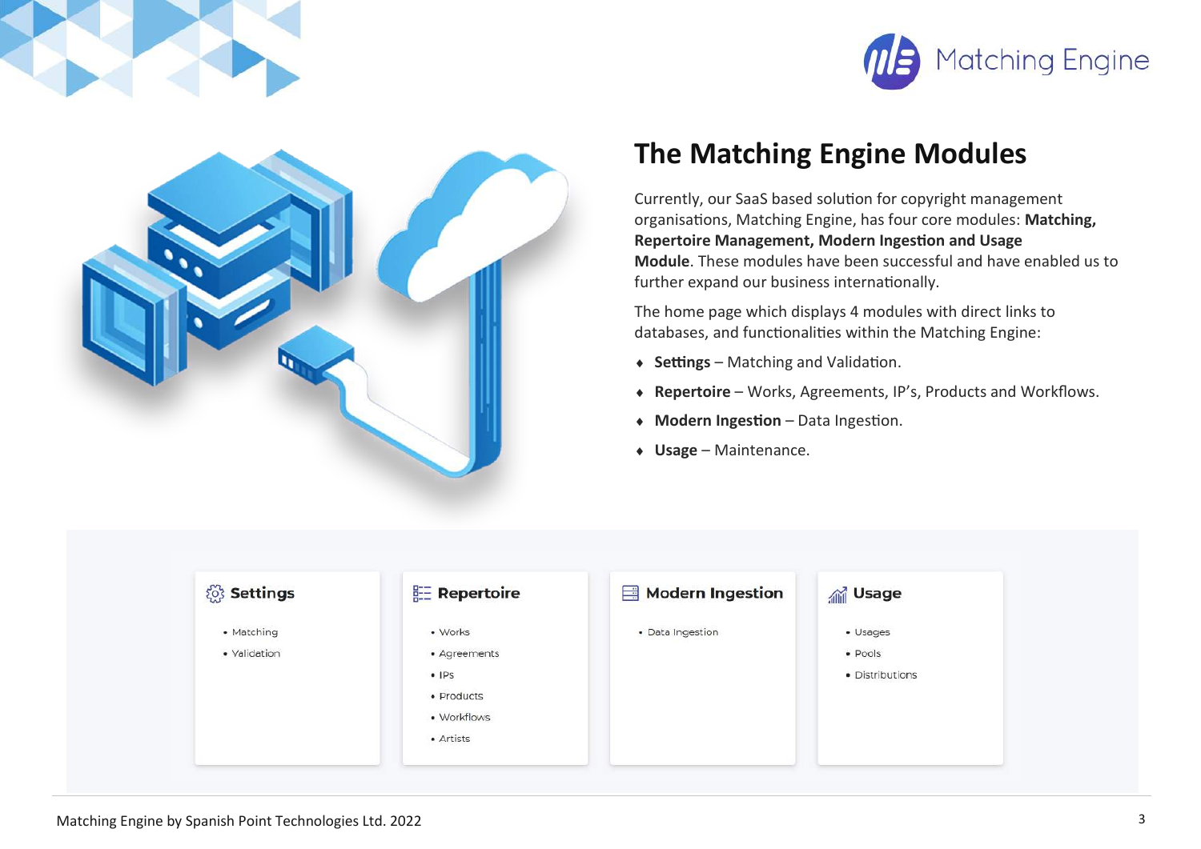## The Matching Engine Modules

Currently, our SaaS based solution for copyright management organisations, Matching Engine, has four core modules: **Matching, Repertoire Management, Modern Ingestion and Usage Module**. These modules have been successful and have enabled us to further expand our business internationally.

The home page which displays 4 modules with direct links to databases, and functionalities within the Matching Engine:

- **Settings** – Matching and Validation.
- **Repertoire** – Works, Agreements, IP's, Products and Workflows.
- **Modern Ingestion** – Data Ingestion.
- **Usage** – Maintenance.

**Settings**

- Matching
- Validation

**Repertoire**

- Works
- Agreements
- IPs
- Products
- Workflows
- Artists

**Modern Ingestion**

- Data Ingestion

**Usage**

- Usages
- Pools
- Distributions

Matching Engine by Spanish Point Technologies Ltd. 2022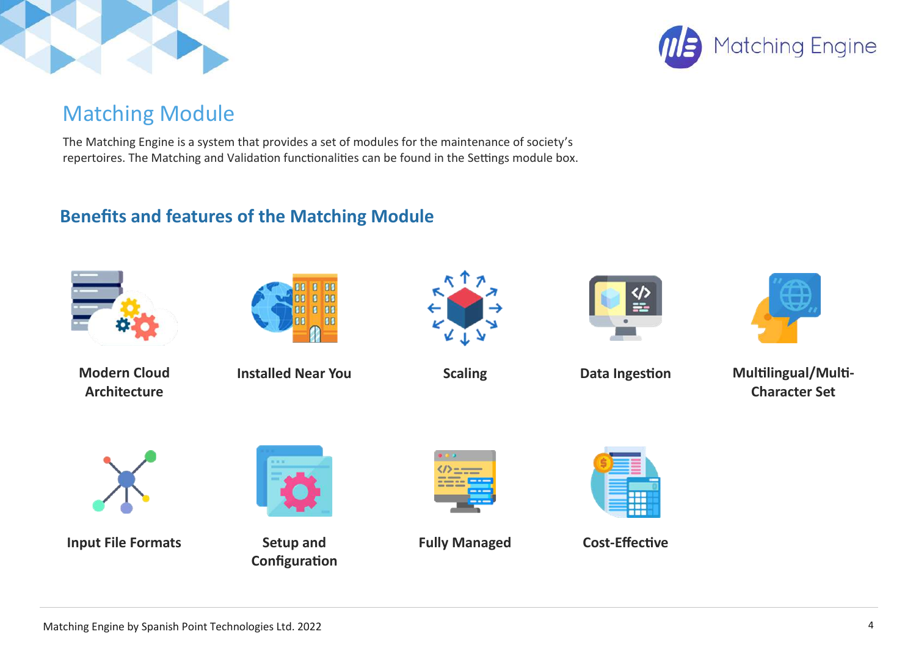## Matching Module

The Matching Engine is a system that provides a set of modules for the maintenance of society's repertoires. The Matching and Validation functionalities can be found in the Settings module box.

### Benefits and features of the Matching Module

- **Modern Cloud Architecture**
- **Installed Near You**
- **Scaling**
- **Data Ingestion**
- **Multilingual/Multi-Character Set**
- **Input File Formats**
- **Setup and Configuration**
- **Fully Managed**
- **Cost-Effective**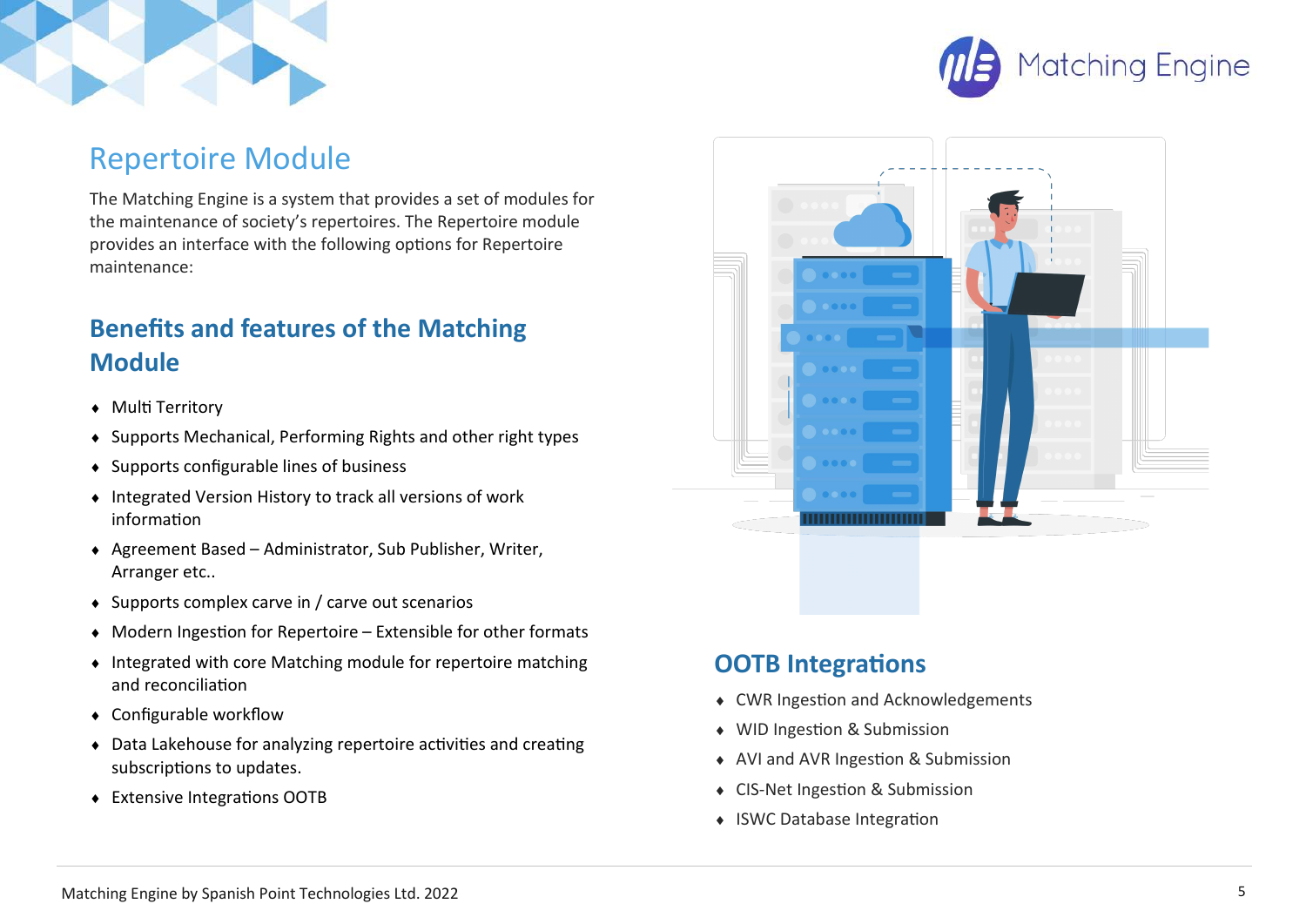## Repertoire Module

The Matching Engine is a system that provides a set of modules for the maintenance of society's repertoires. The Repertoire module provides an interface with the following options for Repertoire maintenance:

### Benefits and features of the Matching Module

- Multi Territory
- Supports Mechanical, Performing Rights and other right types
- Supports configurable lines of business
- Integrated Version History to track all versions of work information
- Agreement Based – Administrator, Sub Publisher, Writer, Arranger etc..
- Supports complex carve in / carve out scenarios
- Modern Ingestion for Repertoire – Extensible for other formats
- Integrated with core Matching module for repertoire matching and reconciliation
- Configurable workflow
- Data Lakehouse for analyzing repertoire activities and creating subscriptions to updates.
- Extensive Integrations OOTB

### OOTB Integrations

- CWR Ingestion and Acknowledgements
- WID Ingestion & Submission
- AVI and AVR Ingestion & Submission
- CIS-Net Ingestion & Submission
- ISWC Database Integration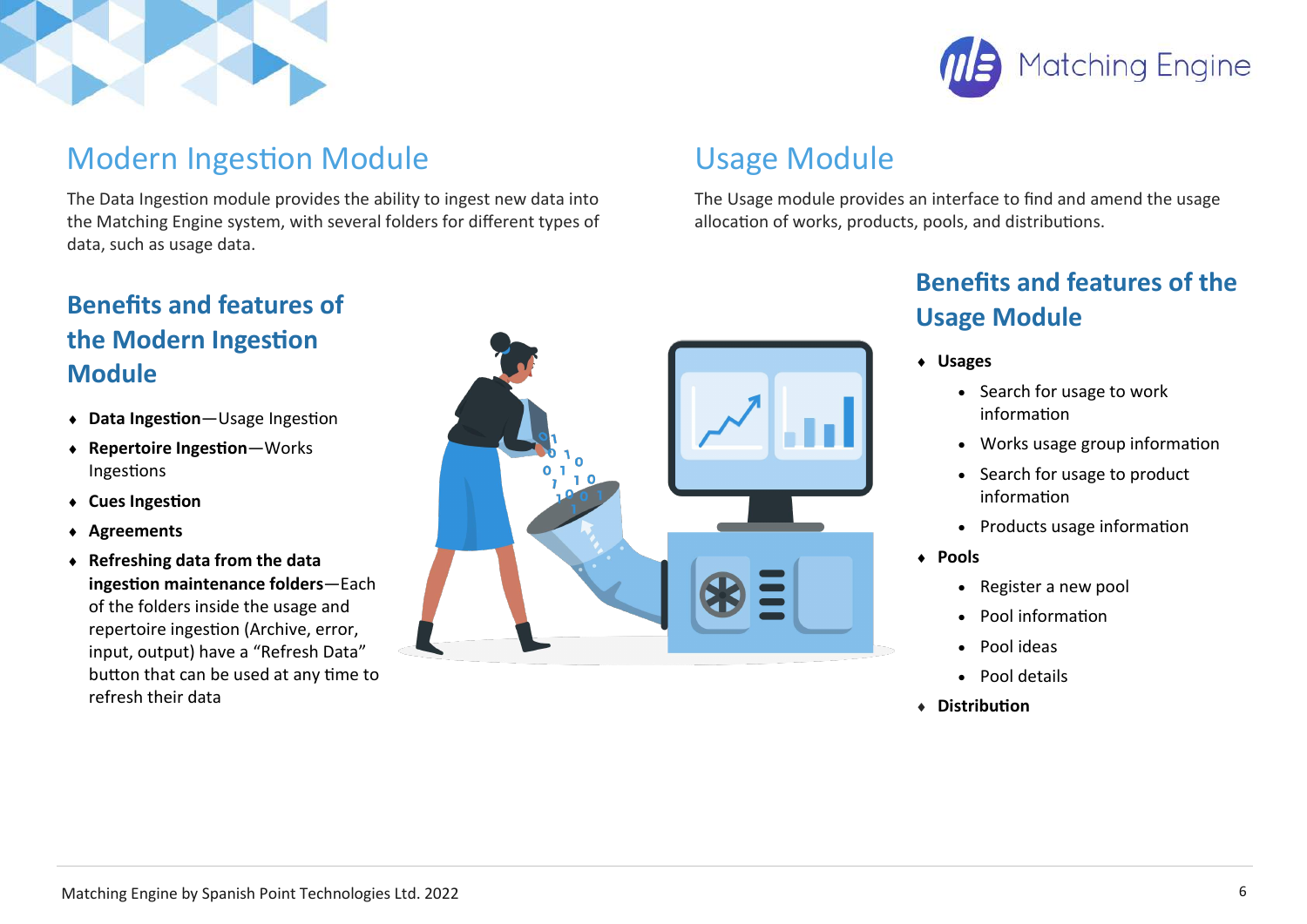## Modern Ingestion Module

The Data Ingestion module provides the ability to ingest new data into the Matching Engine system, with several folders for different types of data, such as usage data.

### Benefits and features of the Modern Ingestion Module

- **Data Ingestion**—Usage Ingestion
- **Repertoire Ingestion**—Works Ingestions
- **Cues Ingestion**
- **Agreements**
- **Refreshing data from the data ingestion maintenance folders**—Each of the folders inside the usage and repertoire ingestion (Archive, error, input, output) have a "Refresh Data" button that can be used at any time to refresh their data

## Usage Module

The Usage module provides an interface to find and amend the usage allocation of works, products, pools, and distributions.

### Benefits and features of the Usage Module

- **Usages**
  - Search for usage to work information
  - Works usage group information
  - Search for usage to product information
  - Products usage information
- **Pools**
  - Register a new pool
  - Pool information
  - Pool ideas
  - Pool details
- **Distribution**